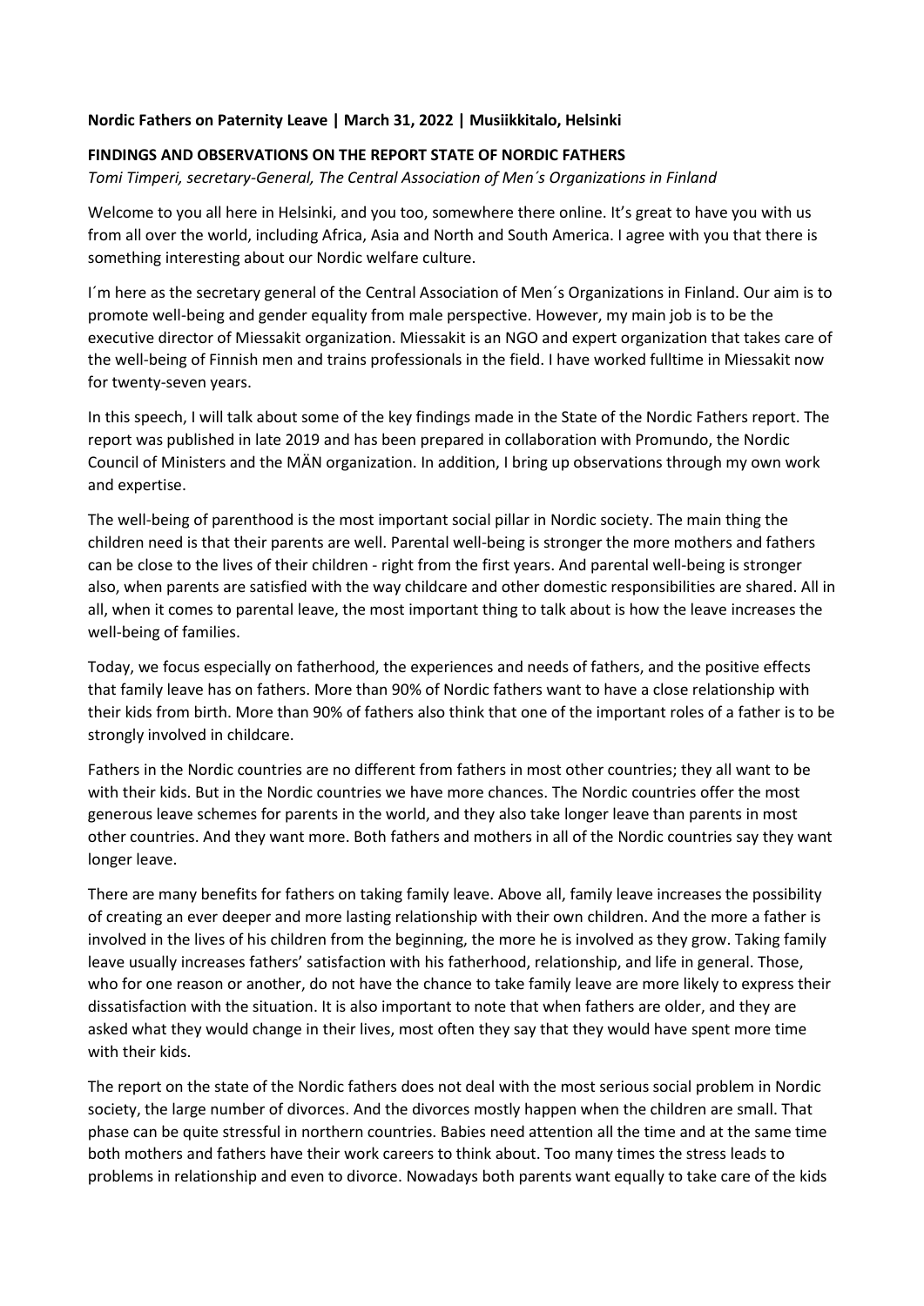**Nordic Fathers on Paternity Leave | March 31, 2022 | Musiikkitalo, Helsinki**

**FINDINGS AND OBSERVATIONS ON THE REPORT STATE OF NORDIC FATHERS**

*Tomi Timperi, secretary-General, The Central Association of Men´s Organizations in Finland*

Welcome to you all here in Helsinki, and you too, somewhere there online. It's great to have you with us from all over the world, including Africa, Asia and North and South America. I agree with you that there is something interesting about our Nordic welfare culture.

I´m here as the secretary general of the Central Association of Men´s Organizations in Finland. Our aim is to promote well-being and gender equality from male perspective. However, my main job is to be the executive director of Miessakit organization. Miessakit is an NGO and expert organization that takes care of the well-being of Finnish men and trains professionals in the field. I have worked fulltime in Miessakit now for twenty-seven years.

In this speech, I will talk about some of the key findings made in the State of the Nordic Fathers report. The report was published in late 2019 and has been prepared in collaboration with Promundo, the Nordic Council of Ministers and the MÄN organization. In addition, I bring up observations through my own work and expertise.

The well-being of parenthood is the most important social pillar in Nordic society. The main thing the children need is that their parents are well. Parental well-being is stronger the more mothers and fathers can be close to the lives of their children - right from the first years. And parental well-being is stronger also, when parents are satisfied with the way childcare and other domestic responsibilities are shared. All in all, when it comes to parental leave, the most important thing to talk about is how the leave increases the well-being of families.

Today, we focus especially on fatherhood, the experiences and needs of fathers, and the positive effects that family leave has on fathers. More than 90% of Nordic fathers want to have a close relationship with their kids from birth. More than 90% of fathers also think that one of the important roles of a father is to be strongly involved in childcare.

Fathers in the Nordic countries are no different from fathers in most other countries; they all want to be with their kids. But in the Nordic countries we have more chances. The Nordic countries offer the most generous leave schemes for parents in the world, and they also take longer leave than parents in most other countries. And they want more. Both fathers and mothers in all of the Nordic countries say they want longer leave.

There are many benefits for fathers on taking family leave. Above all, family leave increases the possibility of creating an ever deeper and more lasting relationship with their own children. And the more a father is involved in the lives of his children from the beginning, the more he is involved as they grow. Taking family leave usually increases fathers' satisfaction with his fatherhood, relationship, and life in general. Those, who for one reason or another, do not have the chance to take family leave are more likely to express their dissatisfaction with the situation. It is also important to note that when fathers are older, and they are asked what they would change in their lives, most often they say that they would have spent more time with their kids.

The report on the state of the Nordic fathers does not deal with the most serious social problem in Nordic society, the large number of divorces. And the divorces mostly happen when the children are small. That phase can be quite stressful in northern countries. Babies need attention all the time and at the same time both mothers and fathers have their work careers to think about. Too many times the stress leads to problems in relationship and even to divorce. Nowadays both parents want equally to take care of the kids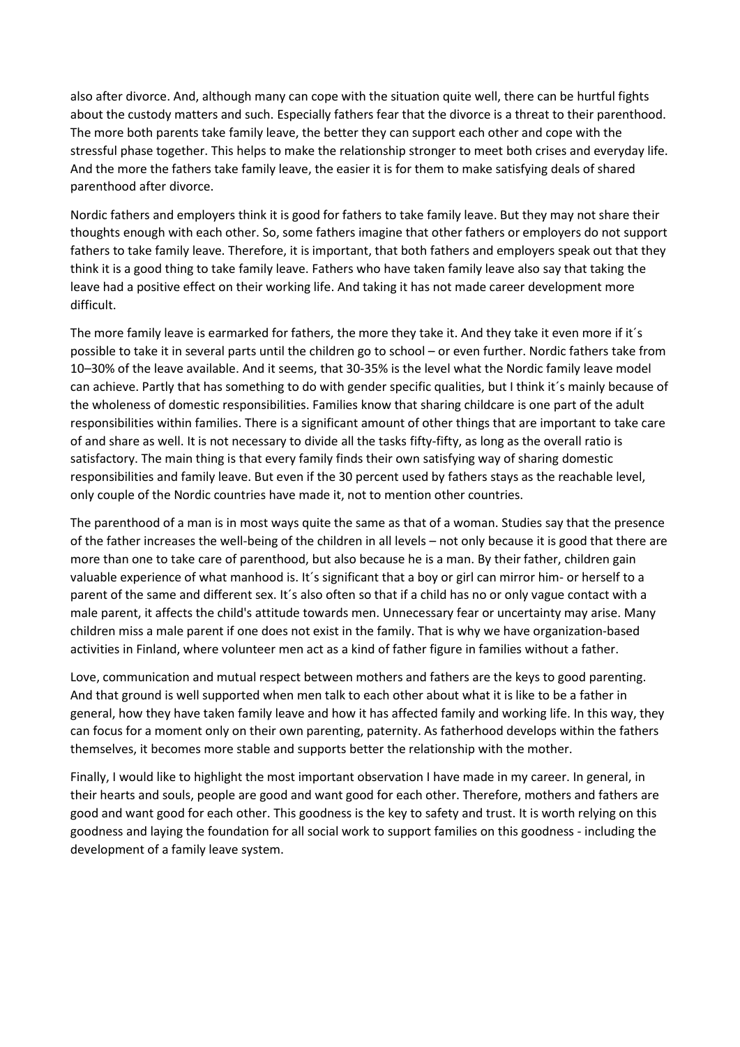also after divorce. And, although many can cope with the situation quite well, there can be hurtful fights about the custody matters and such. Especially fathers fear that the divorce is a threat to their parenthood. The more both parents take family leave, the better they can support each other and cope with the stressful phase together. This helps to make the relationship stronger to meet both crises and everyday life. And the more the fathers take family leave, the easier it is for them to make satisfying deals of shared parenthood after divorce.

Nordic fathers and employers think it is good for fathers to take family leave. But they may not share their thoughts enough with each other. So, some fathers imagine that other fathers or employers do not support fathers to take family leave. Therefore, it is important, that both fathers and employers speak out that they think it is a good thing to take family leave. Fathers who have taken family leave also say that taking the leave had a positive effect on their working life. And taking it has not made career development more difficult.

The more family leave is earmarked for fathers, the more they take it. And they take it even more if it´s possible to take it in several parts until the children go to school – or even further. Nordic fathers take from 10–30% of the leave available. And it seems, that 30-35% is the level what the Nordic family leave model can achieve. Partly that has something to do with gender specific qualities, but I think it´s mainly because of the wholeness of domestic responsibilities. Families know that sharing childcare is one part of the adult responsibilities within families. There is a significant amount of other things that are important to take care of and share as well. It is not necessary to divide all the tasks fifty-fifty, as long as the overall ratio is satisfactory. The main thing is that every family finds their own satisfying way of sharing domestic responsibilities and family leave. But even if the 30 percent used by fathers stays as the reachable level, only couple of the Nordic countries have made it, not to mention other countries.

The parenthood of a man is in most ways quite the same as that of a woman. Studies say that the presence of the father increases the well-being of the children in all levels – not only because it is good that there are more than one to take care of parenthood, but also because he is a man. By their father, children gain valuable experience of what manhood is. It´s significant that a boy or girl can mirror him- or herself to a parent of the same and different sex. It´s also often so that if a child has no or only vague contact with a male parent, it affects the child's attitude towards men. Unnecessary fear or uncertainty may arise. Many children miss a male parent if one does not exist in the family. That is why we have organization-based activities in Finland, where volunteer men act as a kind of father figure in families without a father.

Love, communication and mutual respect between mothers and fathers are the keys to good parenting. And that ground is well supported when men talk to each other about what it is like to be a father in general, how they have taken family leave and how it has affected family and working life. In this way, they can focus for a moment only on their own parenting, paternity. As fatherhood develops within the fathers themselves, it becomes more stable and supports better the relationship with the mother.

Finally, I would like to highlight the most important observation I have made in my career. In general, in their hearts and souls, people are good and want good for each other. Therefore, mothers and fathers are good and want good for each other. This goodness is the key to safety and trust. It is worth relying on this goodness and laying the foundation for all social work to support families on this goodness - including the development of a family leave system.